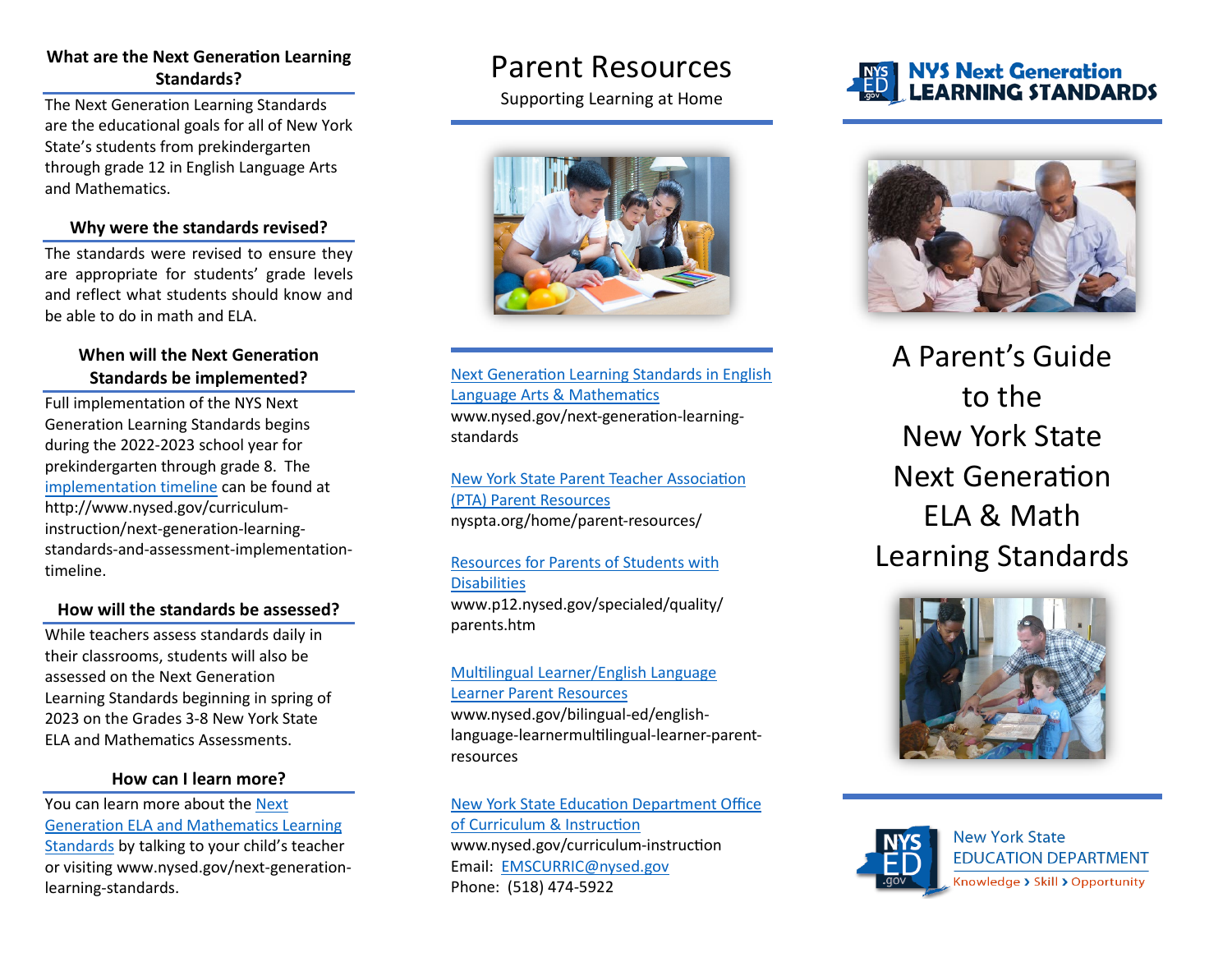### What are the Next Generation Learning Standards?

The Next Generation Learning Standards are the educational goals for all of New York State's students from prekindergarten through grade 12 in English Language Arts and Mathematics.

### Why were the standards revised?

The standards were revised to ensure they are appropriate for students' grade levels and reflect what students should know and be able to do in math and ELA.

### When will the Next Generation Standards be implemented?

Full implementation of the NYS Next Generation Learning Standards begins during the 2022-2023 school year for prekindergarten through grade 8. The implementation timeline can be found at http://www.nysed.gov/curriculum-instruction/next-generation-learning-standards-and-assessment-implementation-timeline.

### How will the standards be assessed?

While teachers assess standards daily in their classrooms, students will also be assessed on the Next Generation Learning Standards beginning in spring of 2023 on the Grades 3-8 New York State ELA and Mathematics Assessments.

### How can I learn more?

You can learn more about the Next Generation ELA and Mathematics Learning Standards by talking to your child's teacher or visiting www.nysed.gov/next-generation-learning-standards.

# Parent Resources

Supporting Learning at Home

Next Generation Learning Standards in English Language Arts & Mathematics
www.nysed.gov/next-generation-learning-standards

New York State Parent Teacher Association (PTA) Parent Resources
nyspta.org/home/parent-resources/

Resources for Parents of Students with Disabilities
www.p12.nysed.gov/specialed/quality/parents.htm

Multilingual Learner/English Language Learner Parent Resources
www.nysed.gov/bilingual-ed/english-language-learnermultilingual-learner-parent-resources

New York State Education Department Office of Curriculum & Instruction
www.nysed.gov/curriculum-instruction
Email: EMSCURRIC@nysed.gov
Phone: (518) 474-5922

NYS Next Generation LEARNING STANDARDS

# A Parent's Guide to the New York State Next Generation ELA & Math Learning Standards

New York State EDUCATION DEPARTMENT
Knowledge › Skill › Opportunity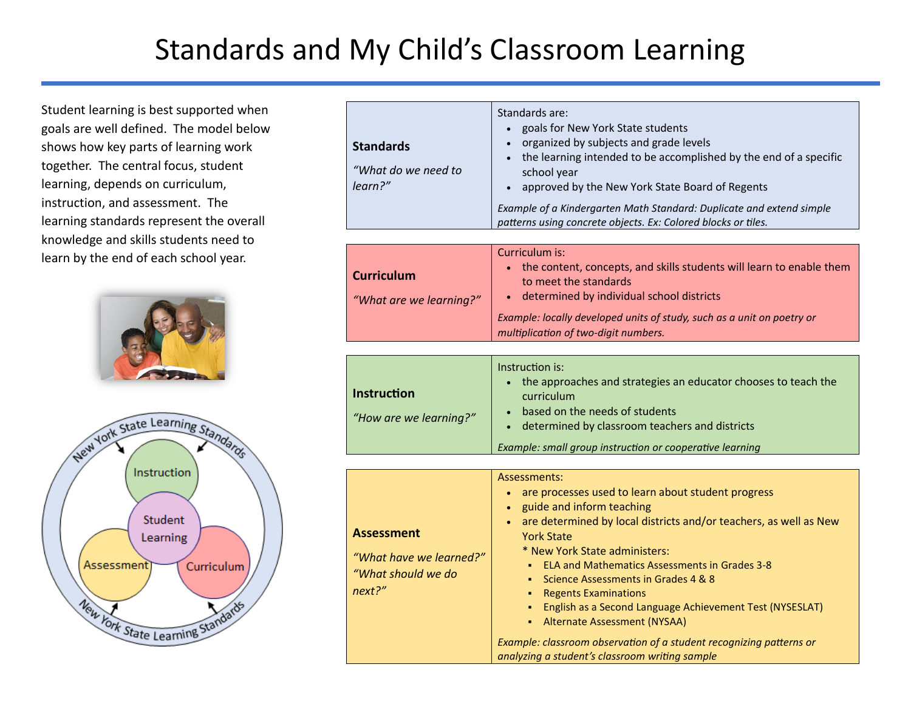# Standards and My Child's Classroom Learning

Student learning is best supported when goals are well defined. The model below shows how key parts of learning work together. The central focus, student learning, depends on curriculum, instruction, and assessment. The learning standards represent the overall knowledge and skills students need to learn by the end of each school year.

New York State Learning Standards

Instruction

Student Learning

Assessment

Curriculum

New York State Learning Standards

| | |
|---|---|
| **Standards**<br><br>*"What do we need to learn?"* | Standards are:<br>• goals for New York State students<br>• organized by subjects and grade levels<br>• the learning intended to be accomplished by the end of a specific school year<br>• approved by the New York State Board of Regents<br><br>*Example of a Kindergarten Math Standard: Duplicate and extend simple patterns using concrete objects. Ex: Colored blocks or tiles.* |
| **Curriculum**<br><br>*"What are we learning?"* | Curriculum is:<br>• the content, concepts, and skills students will learn to enable them to meet the standards<br>• determined by individual school districts<br><br>*Example: locally developed units of study, such as a unit on poetry or multiplication of two-digit numbers.* |
| **Instruction**<br><br>*"How are we learning?"* | Instruction is:<br>• the approaches and strategies an educator chooses to teach the curriculum<br>• based on the needs of students<br>• determined by classroom teachers and districts<br><br>*Example: small group instruction or cooperative learning* |
| **Assessment**<br><br>*"What have we learned?"*<br>*"What should we do next?"* | Assessments:<br>• are processes used to learn about student progress<br>• guide and inform teaching<br>• are determined by local districts and/or teachers, as well as New York State<br>* New York State administers:<br>▪ ELA and Mathematics Assessments in Grades 3-8<br>▪ Science Assessments in Grades 4 & 8<br>▪ Regents Examinations<br>▪ English as a Second Language Achievement Test (NYSESLAT)<br>▪ Alternate Assessment (NYSAA)<br><br>*Example: classroom observation of a student recognizing patterns or analyzing a student's classroom writing sample* |